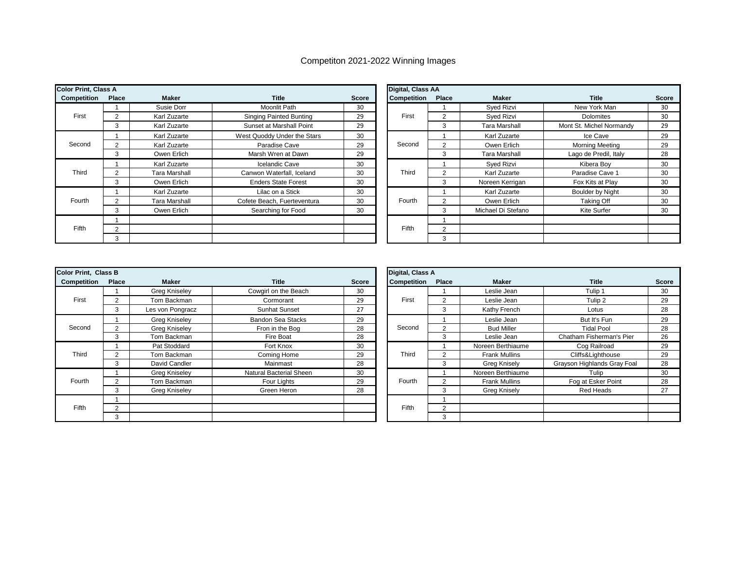# Competiton 2021-2022 Winning Images

**Color Print, Class A**

| Competition | Place | Maker | Title | Score |
|---|---|---|---|---|
| First | 1 | Susie Dorr | Moonlit Path | 30 |
| | 2 | Karl Zuzarte | Singing Painted Bunting | 29 |
| | 3 | Karl Zuzarte | Sunset at Marshall Point | 29 |
| Second | 1 | Karl Zuzarte | West Quoddy Under the Stars | 30 |
| | 2 | Karl Zuzarte | Paradise Cave | 29 |
| | 3 | Owen Erlich | Marsh Wren at Dawn | 29 |
| Third | 1 | Karl Zuzarte | Icelandic Cave | 30 |
| | 2 | Tara Marshall | Canwon Waterfall, Iceland | 30 |
| | 3 | Owen Erlich | Enders State Forest | 30 |
| Fourth | 1 | Karl Zuzarte | Lilac on a Stick | 30 |
| | 2 | Tara Marshall | Cofete Beach, Fuerteventura | 30 |
| | 3 | Owen Erlich | Searching for Food | 30 |
| Fifth | 1 | | | |
| | 2 | | | |
| | 3 | | | |

**Digital, Class AA**

| Competition | Place | Maker | Title | Score |
|---|---|---|---|---|
| First | 1 | Syed Rizvi | New York Man | 30 |
| | 2 | Syed Rizvi | Dolomites | 30 |
| | 3 | Tara Marshall | Mont St. Michel Normandy | 29 |
| Second | 1 | Karl Zuzarte | Ice Cave | 29 |
| | 2 | Owen Erlich | Morning Meeting | 29 |
| | 3 | Tara Marshall | Lago de Predil, Italy | 28 |
| Third | 1 | Syed Rizvi | Kibera Boy | 30 |
| | 2 | Karl Zuzarte | Paradise Cave 1 | 30 |
| | 3 | Noreen Kerrigan | Fox Kits at Play | 30 |
| Fourth | 1 | Karl Zuzarte | Boulder by Night | 30 |
| | 2 | Owen Erlich | Taking Off | 30 |
| | 3 | Michael Di Stefano | Kite Surfer | 30 |
| Fifth | 1 | | | |
| | 2 | | | |
| | 3 | | | |

**Color Print, Class B**

| Competition | Place | Maker | Title | Score |
|---|---|---|---|---|
| First | 1 | Greg Kniseley | Cowgirl on the Beach | 30 |
| | 2 | Tom Backman | Cormorant | 29 |
| | 3 | Les von Pongracz | Sunhat Sunset | 27 |
| Second | 1 | Greg Kniseley | Bandon Sea Stacks | 29 |
| | 2 | Greg Kniseley | Fron in the Bog | 28 |
| | 3 | Tom Backman | Fire Boat | 28 |
| Third | 1 | Pat Stoddard | Fort Knox | 30 |
| | 2 | Tom Backman | Coming Home | 29 |
| | 3 | David Candler | Mainmast | 28 |
| Fourth | 1 | Greg Kniseley | Natural Bacterial Sheen | 30 |
| | 2 | Tom Backman | Four Lights | 29 |
| | 3 | Greg Kniseley | Green Heron | 28 |
| Fifth | 1 | | | |
| | 2 | | | |
| | 3 | | | |

**Digital, Class A**

| Competition | Place | Maker | Title | Score |
|---|---|---|---|---|
| First | 1 | Leslie Jean | Tulip 1 | 30 |
| | 2 | Leslie Jean | Tulip 2 | 29 |
| | 3 | Kathy French | Lotus | 28 |
| Second | 1 | Leslie Jean | But It's Fun | 29 |
| | 2 | Bud Miller | Tidal Pool | 28 |
| | 3 | Leslie Jean | Chatham Fisherman's Pier | 26 |
| Third | 1 | Noreen Berthiaume | Cog Railroad | 29 |
| | 2 | Frank Mullins | Cliffs&Lighthouse | 29 |
| | 3 | Greg Knisely | Grayson Highlands Gray Foal | 28 |
| Fourth | 1 | Noreen Berthiaume | Tulip | 30 |
| | 2 | Frank Mullins | Fog at Esker Point | 28 |
| | 3 | Greg Knisely | Red Heads | 27 |
| Fifth | 1 | | | |
| | 2 | | | |
| | 3 | | | |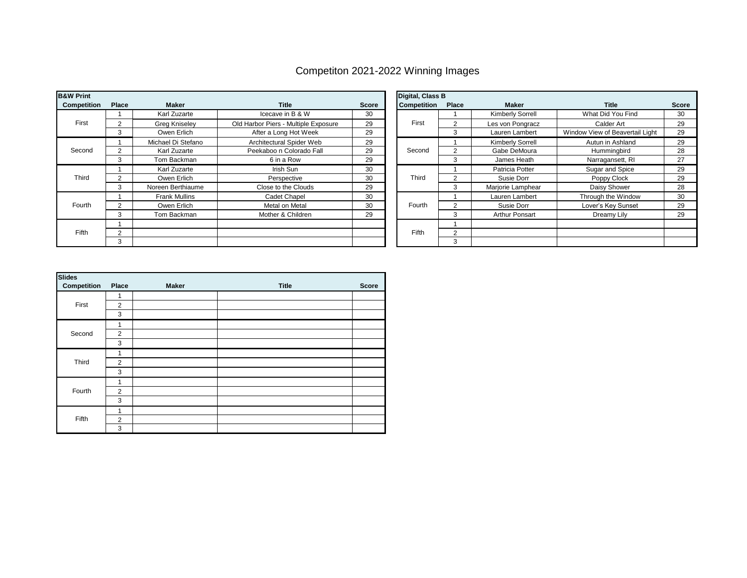# Competiton 2021-2022 Winning Images

**B&W Print**

| Competition | Place | Maker | Title | Score |
|---|---|---|---|---|
| First | 1 | Karl Zuzarte | Icecave in B & W | 30 |
| | 2 | Greg Kniseley | Old Harbor Piers - Multiple Exposure | 29 |
| | 3 | Owen Erlich | After a Long Hot Week | 29 |
| Second | 1 | Michael Di Stefano | Architectural Spider Web | 29 |
| | 2 | Karl Zuzarte | Peekaboo n Colorado Fall | 29 |
| | 3 | Tom Backman | 6 in a Row | 29 |
| Third | 1 | Karl Zuzarte | Irish Sun | 30 |
| | 2 | Owen Erlich | Perspective | 30 |
| | 3 | Noreen Berthiaume | Close to the Clouds | 29 |
| Fourth | 1 | Frank Mullins | Cadet Chapel | 30 |
| | 2 | Owen Erlich | Metal on Metal | 30 |
| | 3 | Tom Backman | Mother & Children | 29 |
| Fifth | 1 | | | |
| | 2 | | | |
| | 3 | | | |

**Digital, Class B**

| Competition | Place | Maker | Title | Score |
|---|---|---|---|---|
| First | 1 | Kimberly Sorrell | What Did You Find | 30 |
| | 2 | Les von Pongracz | Calder Art | 29 |
| | 3 | Lauren Lambert | Window View of Beavertail Light | 29 |
| Second | 1 | Kimberly Sorrell | Autun in Ashland | 29 |
| | 2 | Gabe DeMoura | Hummingbird | 28 |
| | 3 | James Heath | Narragansett, RI | 27 |
| Third | 1 | Patricia Potter | Sugar and Spice | 29 |
| | 2 | Susie Dorr | Poppy Clock | 29 |
| | 3 | Marjorie Lamphear | Daisy Shower | 28 |
| Fourth | 1 | Lauren Lambert | Through the Window | 30 |
| | 2 | Susie Dorr | Lover's Key Sunset | 29 |
| | 3 | Arthur Ponsart | Dreamy Lily | 29 |
| Fifth | 1 | | | |
| | 2 | | | |
| | 3 | | | |

**Slides**

| Competition | Place | Maker | Title | Score |
|---|---|---|---|---|
| First | 1 | | | |
| | 2 | | | |
| | 3 | | | |
| Second | 1 | | | |
| | 2 | | | |
| | 3 | | | |
| Third | 1 | | | |
| | 2 | | | |
| | 3 | | | |
| Fourth | 1 | | | |
| | 2 | | | |
| | 3 | | | |
| Fifth | 1 | | | |
| | 2 | | | |
| | 3 | | | |